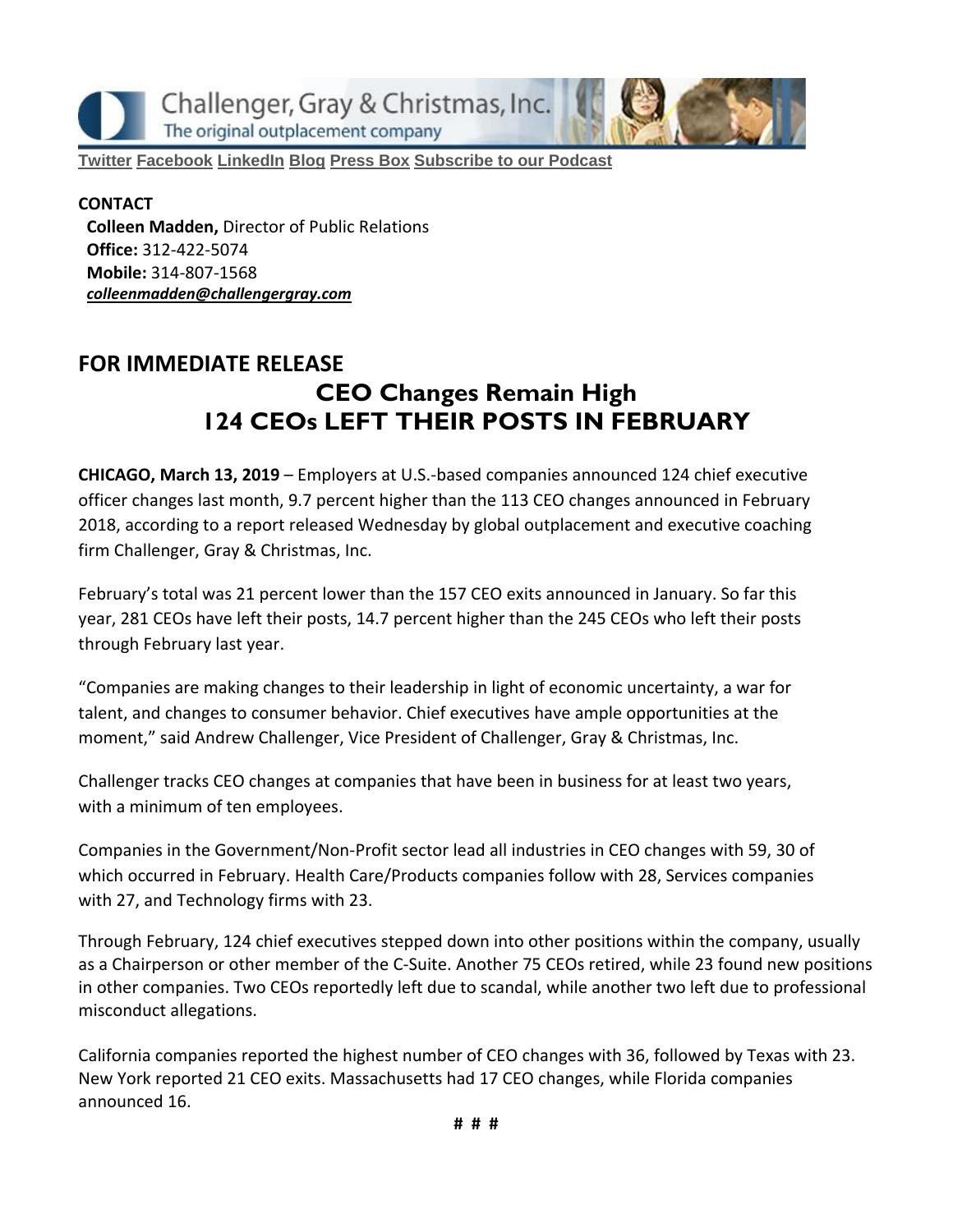Challenger, Gray & Christmas, Inc.
The original outplacement company

Twitter Facebook LinkedIn Blog Press Box Subscribe to our Podcast

**CONTACT**
**Colleen Madden,** Director of Public Relations
**Office:** 312-422-5074
**Mobile:** 314-807-1568
*colleenmadden@challengergray.com*

## FOR IMMEDIATE RELEASE

# CEO Changes Remain High
# 124 CEOs LEFT THEIR POSTS IN FEBRUARY

**CHICAGO, March 13, 2019** – Employers at U.S.-based companies announced 124 chief executive officer changes last month, 9.7 percent higher than the 113 CEO changes announced in February 2018, according to a report released Wednesday by global outplacement and executive coaching firm Challenger, Gray & Christmas, Inc.

February's total was 21 percent lower than the 157 CEO exits announced in January. So far this year, 281 CEOs have left their posts, 14.7 percent higher than the 245 CEOs who left their posts through February last year.

"Companies are making changes to their leadership in light of economic uncertainty, a war for talent, and changes to consumer behavior. Chief executives have ample opportunities at the moment," said Andrew Challenger, Vice President of Challenger, Gray & Christmas, Inc.

Challenger tracks CEO changes at companies that have been in business for at least two years, with a minimum of ten employees.

Companies in the Government/Non-Profit sector lead all industries in CEO changes with 59, 30 of which occurred in February. Health Care/Products companies follow with 28, Services companies with 27, and Technology firms with 23.

Through February, 124 chief executives stepped down into other positions within the company, usually as a Chairperson or other member of the C-Suite. Another 75 CEOs retired, while 23 found new positions in other companies. Two CEOs reportedly left due to scandal, while another two left due to professional misconduct allegations.

California companies reported the highest number of CEO changes with 36, followed by Texas with 23. New York reported 21 CEO exits. Massachusetts had 17 CEO changes, while Florida companies announced 16.

# # #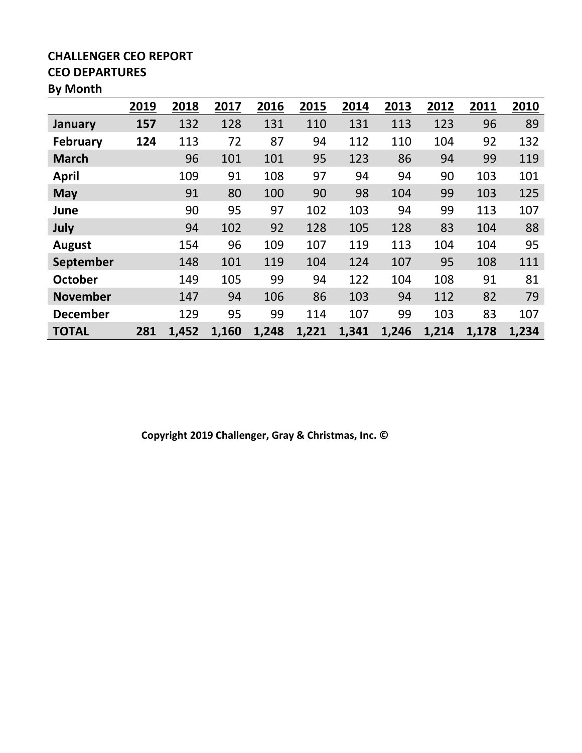**CHALLENGER CEO REPORT**
**CEO DEPARTURES**
**By Month**

| | 2019 | 2018 | 2017 | 2016 | 2015 | 2014 | 2013 | 2012 | 2011 | 2010 |
|---|---|---|---|---|---|---|---|---|---|---|
| **January** | **157** | 132 | 128 | 131 | 110 | 131 | 113 | 123 | 96 | 89 |
| **February** | **124** | 113 | 72 | 87 | 94 | 112 | 110 | 104 | 92 | 132 |
| **March** | | 96 | 101 | 101 | 95 | 123 | 86 | 94 | 99 | 119 |
| **April** | | 109 | 91 | 108 | 97 | 94 | 94 | 90 | 103 | 101 |
| **May** | | 91 | 80 | 100 | 90 | 98 | 104 | 99 | 103 | 125 |
| **June** | | 90 | 95 | 97 | 102 | 103 | 94 | 99 | 113 | 107 |
| **July** | | 94 | 102 | 92 | 128 | 105 | 128 | 83 | 104 | 88 |
| **August** | | 154 | 96 | 109 | 107 | 119 | 113 | 104 | 104 | 95 |
| **September** | | 148 | 101 | 119 | 104 | 124 | 107 | 95 | 108 | 111 |
| **October** | | 149 | 105 | 99 | 94 | 122 | 104 | 108 | 91 | 81 |
| **November** | | 147 | 94 | 106 | 86 | 103 | 94 | 112 | 82 | 79 |
| **December** | | 129 | 95 | 99 | 114 | 107 | 99 | 103 | 83 | 107 |
| **TOTAL** | **281** | **1,452** | **1,160** | **1,248** | **1,221** | **1,341** | **1,246** | **1,214** | **1,178** | **1,234** |

**Copyright 2019 Challenger, Gray & Christmas, Inc. ©**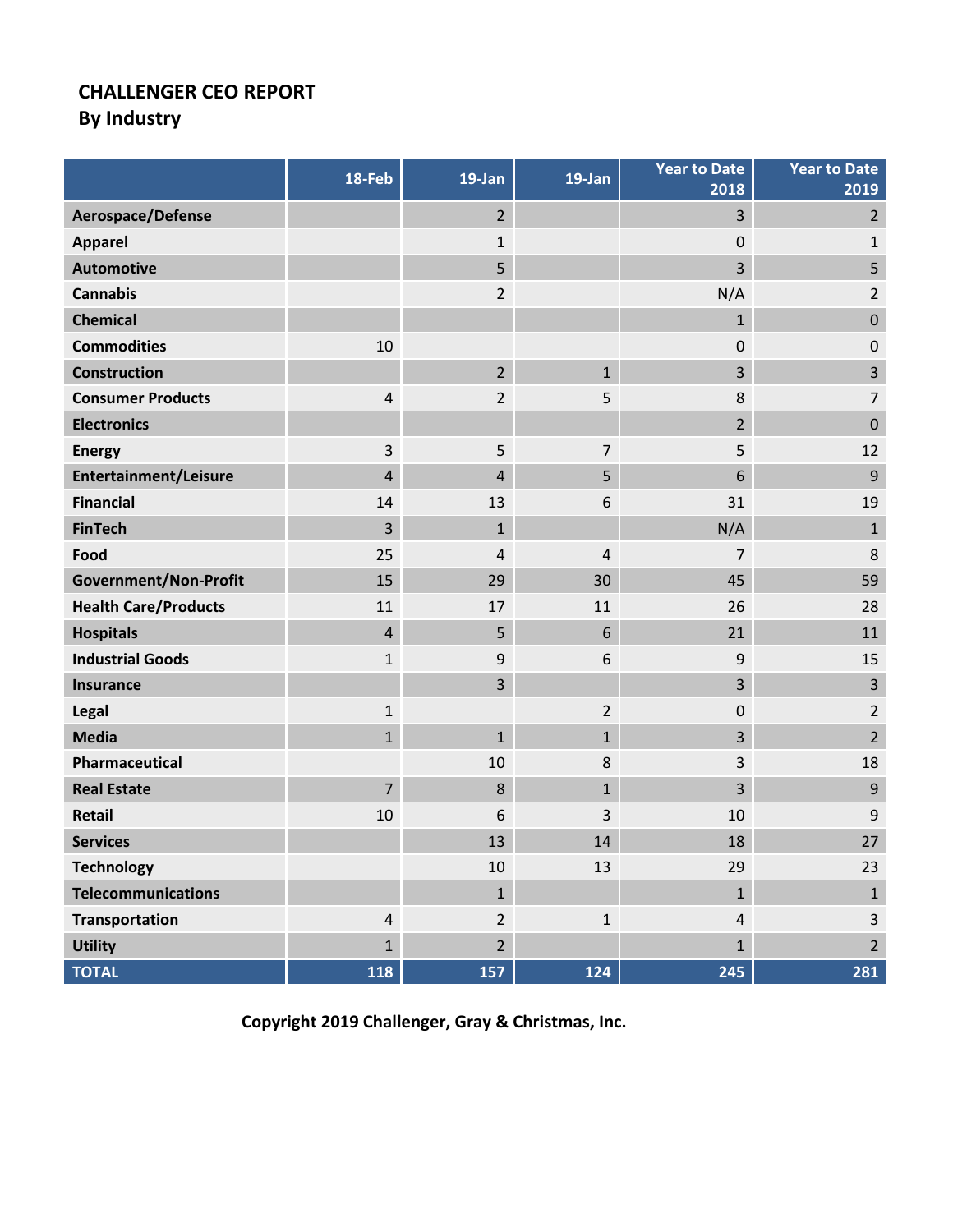# CHALLENGER CEO REPORT
## By Industry

| | 18-Feb | 19-Jan | 19-Jan | Year to Date 2018 | Year to Date 2019 |
|---|---|---|---|---|---|
| **Aerospace/Defense** | | 2 | | 3 | 2 |
| **Apparel** | | 1 | | 0 | 1 |
| **Automotive** | | 5 | | 3 | 5 |
| **Cannabis** | | 2 | | N/A | 2 |
| **Chemical** | | | | 1 | 0 |
| **Commodities** | 10 | | | 0 | 0 |
| **Construction** | | 2 | 1 | 3 | 3 |
| **Consumer Products** | 4 | 2 | 5 | 8 | 7 |
| **Electronics** | | | | 2 | 0 |
| **Energy** | 3 | 5 | 7 | 5 | 12 |
| **Entertainment/Leisure** | 4 | 4 | 5 | 6 | 9 |
| **Financial** | 14 | 13 | 6 | 31 | 19 |
| **FinTech** | 3 | 1 | | N/A | 1 |
| **Food** | 25 | 4 | 4 | 7 | 8 |
| **Government/Non-Profit** | 15 | 29 | 30 | 45 | 59 |
| **Health Care/Products** | 11 | 17 | 11 | 26 | 28 |
| **Hospitals** | 4 | 5 | 6 | 21 | 11 |
| **Industrial Goods** | 1 | 9 | 6 | 9 | 15 |
| **Insurance** | | 3 | | 3 | 3 |
| **Legal** | 1 | | 2 | 0 | 2 |
| **Media** | 1 | 1 | 1 | 3 | 2 |
| **Pharmaceutical** | | 10 | 8 | 3 | 18 |
| **Real Estate** | 7 | 8 | 1 | 3 | 9 |
| **Retail** | 10 | 6 | 3 | 10 | 9 |
| **Services** | | 13 | 14 | 18 | 27 |
| **Technology** | | 10 | 13 | 29 | 23 |
| **Telecommunications** | | 1 | | 1 | 1 |
| **Transportation** | 4 | 2 | 1 | 4 | 3 |
| **Utility** | 1 | 2 | | 1 | 2 |
| **TOTAL** | **118** | **157** | **124** | **245** | **281** |

**Copyright 2019 Challenger, Gray & Christmas, Inc.**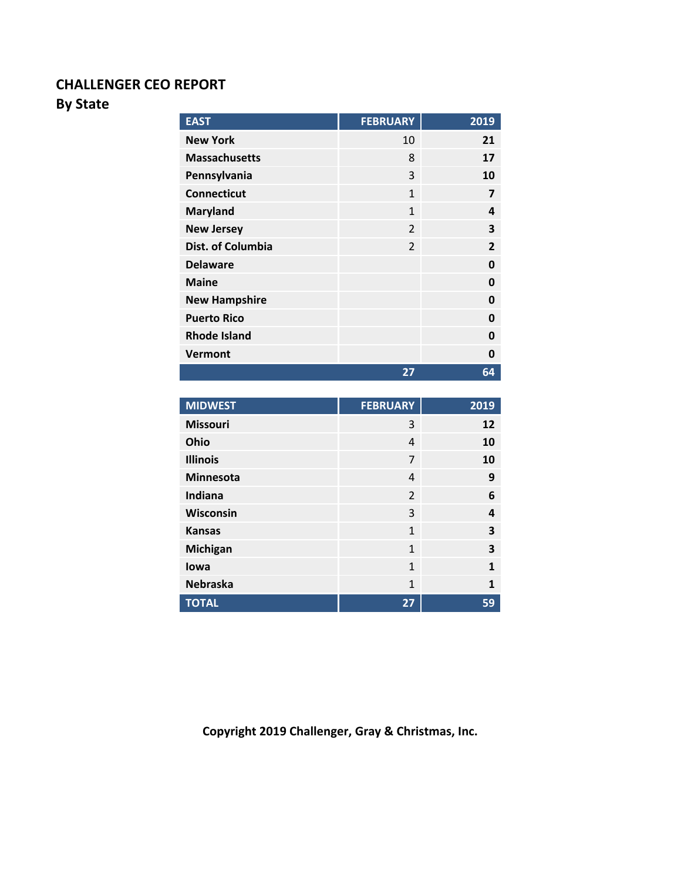# CHALLENGER CEO REPORT

## By State

| EAST | FEBRUARY | 2019 |
|---|---|---|
| New York | 10 | 21 |
| Massachusetts | 8 | 17 |
| Pennsylvania | 3 | 10 |
| Connecticut | 1 | 7 |
| Maryland | 1 | 4 |
| New Jersey | 2 | 3 |
| Dist. of Columbia | 2 | 2 |
| Delaware | | 0 |
| Maine | | 0 |
| New Hampshire | | 0 |
| Puerto Rico | | 0 |
| Rhode Island | | 0 |
| Vermont | | 0 |
| | 27 | 64 |

| MIDWEST | FEBRUARY | 2019 |
|---|---|---|
| Missouri | 3 | 12 |
| Ohio | 4 | 10 |
| Illinois | 7 | 10 |
| Minnesota | 4 | 9 |
| Indiana | 2 | 6 |
| Wisconsin | 3 | 4 |
| Kansas | 1 | 3 |
| Michigan | 1 | 3 |
| Iowa | 1 | 1 |
| Nebraska | 1 | 1 |
| TOTAL | 27 | 59 |

Copyright 2019 Challenger, Gray & Christmas, Inc.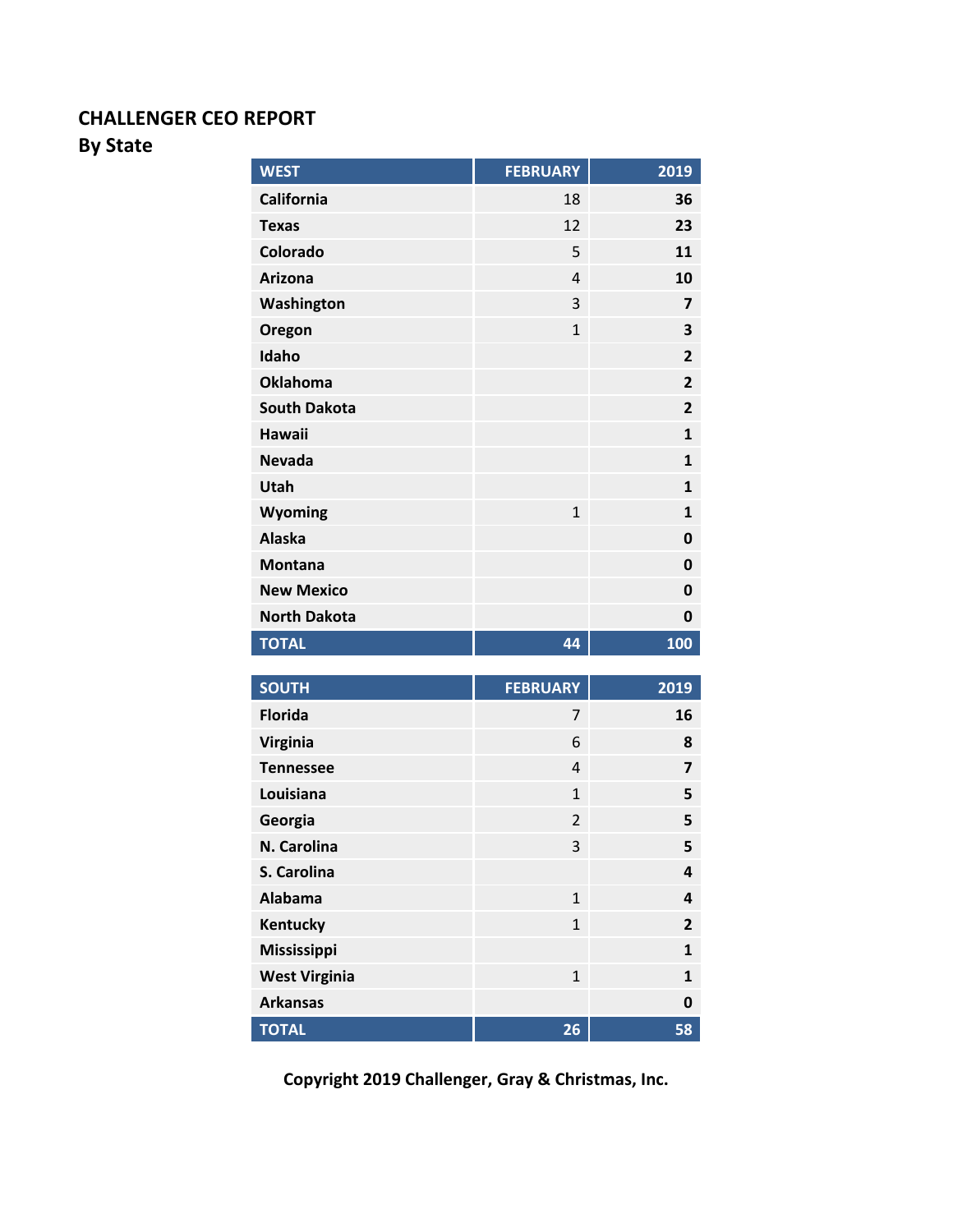**CHALLENGER CEO REPORT**
**By State**

| WEST | FEBRUARY | 2019 |
|---|---|---|
| California | 18 | 36 |
| Texas | 12 | 23 |
| Colorado | 5 | 11 |
| Arizona | 4 | 10 |
| Washington | 3 | 7 |
| Oregon | 1 | 3 |
| Idaho | | 2 |
| Oklahoma | | 2 |
| South Dakota | | 2 |
| Hawaii | | 1 |
| Nevada | | 1 |
| Utah | | 1 |
| Wyoming | 1 | 1 |
| Alaska | | 0 |
| Montana | | 0 |
| New Mexico | | 0 |
| North Dakota | | 0 |
| TOTAL | 44 | 100 |

| SOUTH | FEBRUARY | 2019 |
|---|---|---|
| Florida | 7 | 16 |
| Virginia | 6 | 8 |
| Tennessee | 4 | 7 |
| Louisiana | 1 | 5 |
| Georgia | 2 | 5 |
| N. Carolina | 3 | 5 |
| S. Carolina | | 4 |
| Alabama | 1 | 4 |
| Kentucky | 1 | 2 |
| Mississippi | | 1 |
| West Virginia | 1 | 1 |
| Arkansas | | 0 |
| TOTAL | 26 | 58 |

**Copyright 2019 Challenger, Gray & Christmas, Inc.**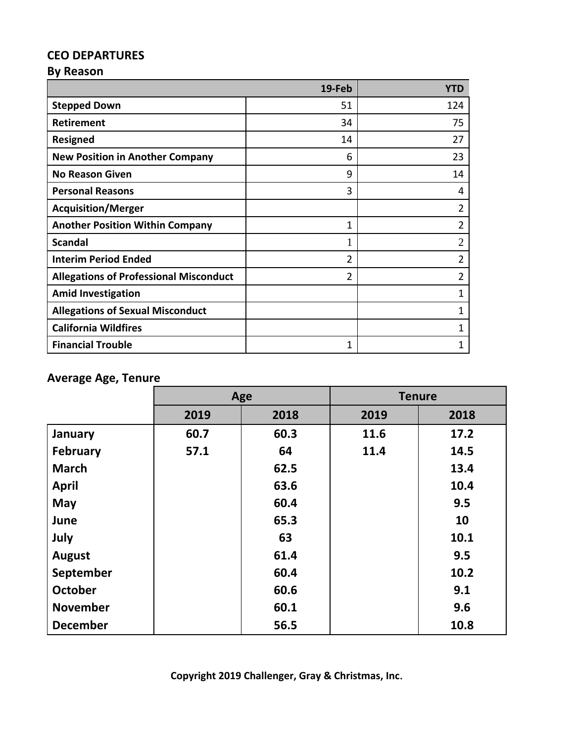## CEO DEPARTURES

### By Reason

| | 19-Feb | YTD |
|---|---|---|
| **Stepped Down** | 51 | 124 |
| **Retirement** | 34 | 75 |
| **Resigned** | 14 | 27 |
| **New Position in Another Company** | 6 | 23 |
| **No Reason Given** | 9 | 14 |
| **Personal Reasons** | 3 | 4 |
| **Acquisition/Merger** | | 2 |
| **Another Position Within Company** | 1 | 2 |
| **Scandal** | 1 | 2 |
| **Interim Period Ended** | 2 | 2 |
| **Allegations of Professional Misconduct** | 2 | 2 |
| **Amid Investigation** | | 1 |
| **Allegations of Sexual Misconduct** | | 1 |
| **California Wildfires** | | 1 |
| **Financial Trouble** | 1 | 1 |

### Average Age, Tenure

| | Age | | Tenure | |
|---|---|---|---|---|
| | **2019** | **2018** | **2019** | **2018** |
| **January** | 60.7 | 60.3 | 11.6 | 17.2 |
| **February** | 57.1 | 64 | 11.4 | 14.5 |
| **March** | | 62.5 | | 13.4 |
| **April** | | 63.6 | | 10.4 |
| **May** | | 60.4 | | 9.5 |
| **June** | | 65.3 | | 10 |
| **July** | | 63 | | 10.1 |
| **August** | | 61.4 | | 9.5 |
| **September** | | 60.4 | | 10.2 |
| **October** | | 60.6 | | 9.1 |
| **November** | | 60.1 | | 9.6 |
| **December** | | 56.5 | | 10.8 |

**Copyright 2019 Challenger, Gray & Christmas, Inc.**